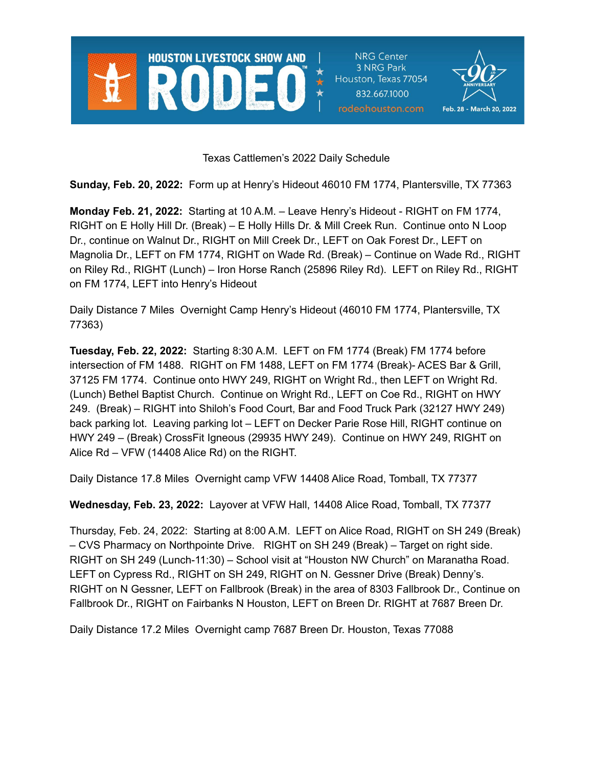HOUSTON LIVESTOCK SHOW AND RODEO™ | NRG Center, 3 NRG Park, Houston, Texas 77054, 832.667.1000, rodeohouston.com | 90th Anniversary, Feb. 28 - March 20, 2022

Texas Cattlemen's 2022 Daily Schedule

**Sunday, Feb. 20, 2022:** Form up at Henry's Hideout 46010 FM 1774, Plantersville, TX 77363

**Monday Feb. 21, 2022:** Starting at 10 A.M. – Leave Henry's Hideout - RIGHT on FM 1774, RIGHT on E Holly Hill Dr. (Break) – E Holly Hills Dr. & Mill Creek Run. Continue onto N Loop Dr., continue on Walnut Dr., RIGHT on Mill Creek Dr., LEFT on Oak Forest Dr., LEFT on Magnolia Dr., LEFT on FM 1774, RIGHT on Wade Rd. (Break) – Continue on Wade Rd., RIGHT on Riley Rd., RIGHT (Lunch) – Iron Horse Ranch (25896 Riley Rd). LEFT on Riley Rd., RIGHT on FM 1774, LEFT into Henry's Hideout

Daily Distance 7 Miles Overnight Camp Henry's Hideout (46010 FM 1774, Plantersville, TX 77363)

**Tuesday, Feb. 22, 2022:** Starting 8:30 A.M. LEFT on FM 1774 (Break) FM 1774 before intersection of FM 1488. RIGHT on FM 1488, LEFT on FM 1774 (Break)- ACES Bar & Grill, 37125 FM 1774. Continue onto HWY 249, RIGHT on Wright Rd., then LEFT on Wright Rd. (Lunch) Bethel Baptist Church. Continue on Wright Rd., LEFT on Coe Rd., RIGHT on HWY 249. (Break) – RIGHT into Shiloh's Food Court, Bar and Food Truck Park (32127 HWY 249) back parking lot. Leaving parking lot – LEFT on Decker Parie Rose Hill, RIGHT continue on HWY 249 – (Break) CrossFit Igneous (29935 HWY 249). Continue on HWY 249, RIGHT on Alice Rd – VFW (14408 Alice Rd) on the RIGHT.

Daily Distance 17.8 Miles Overnight camp VFW 14408 Alice Road, Tomball, TX 77377

**Wednesday, Feb. 23, 2022:** Layover at VFW Hall, 14408 Alice Road, Tomball, TX 77377

Thursday, Feb. 24, 2022: Starting at 8:00 A.M. LEFT on Alice Road, RIGHT on SH 249 (Break) – CVS Pharmacy on Northpointe Drive. RIGHT on SH 249 (Break) – Target on right side. RIGHT on SH 249 (Lunch-11:30) – School visit at "Houston NW Church" on Maranatha Road. LEFT on Cypress Rd., RIGHT on SH 249, RIGHT on N. Gessner Drive (Break) Denny's. RIGHT on N Gessner, LEFT on Fallbrook (Break) in the area of 8303 Fallbrook Dr., Continue on Fallbrook Dr., RIGHT on Fairbanks N Houston, LEFT on Breen Dr. RIGHT at 7687 Breen Dr.

Daily Distance 17.2 Miles Overnight camp 7687 Breen Dr. Houston, Texas 77088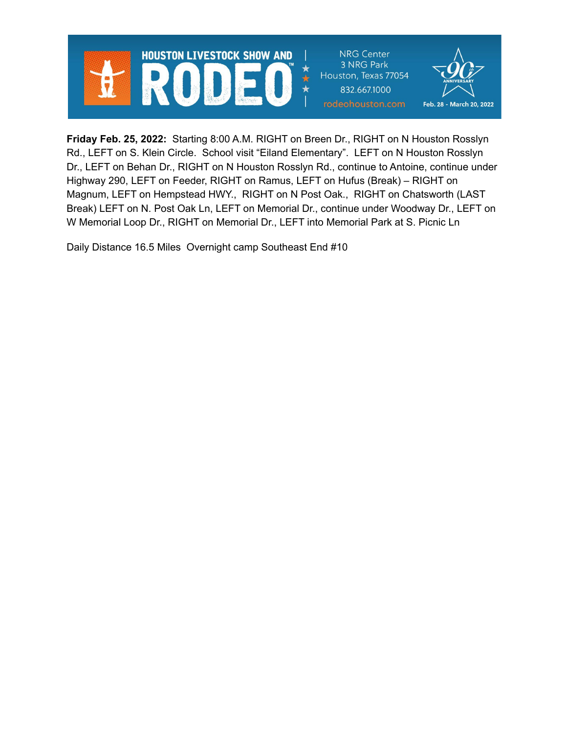**Friday Feb. 25, 2022:** Starting 8:00 A.M. RIGHT on Breen Dr., RIGHT on N Houston Rosslyn Rd., LEFT on S. Klein Circle. School visit "Eiland Elementary". LEFT on N Houston Rosslyn Dr., LEFT on Behan Dr., RIGHT on N Houston Rosslyn Rd., continue to Antoine, continue under Highway 290, LEFT on Feeder, RIGHT on Ramus, LEFT on Hufus (Break) – RIGHT on Magnum, LEFT on Hempstead HWY., RIGHT on N Post Oak., RIGHT on Chatsworth (LAST Break) LEFT on N. Post Oak Ln, LEFT on Memorial Dr., continue under Woodway Dr., LEFT on W Memorial Loop Dr., RIGHT on Memorial Dr., LEFT into Memorial Park at S. Picnic Ln

Daily Distance 16.5 Miles Overnight camp Southeast End #10